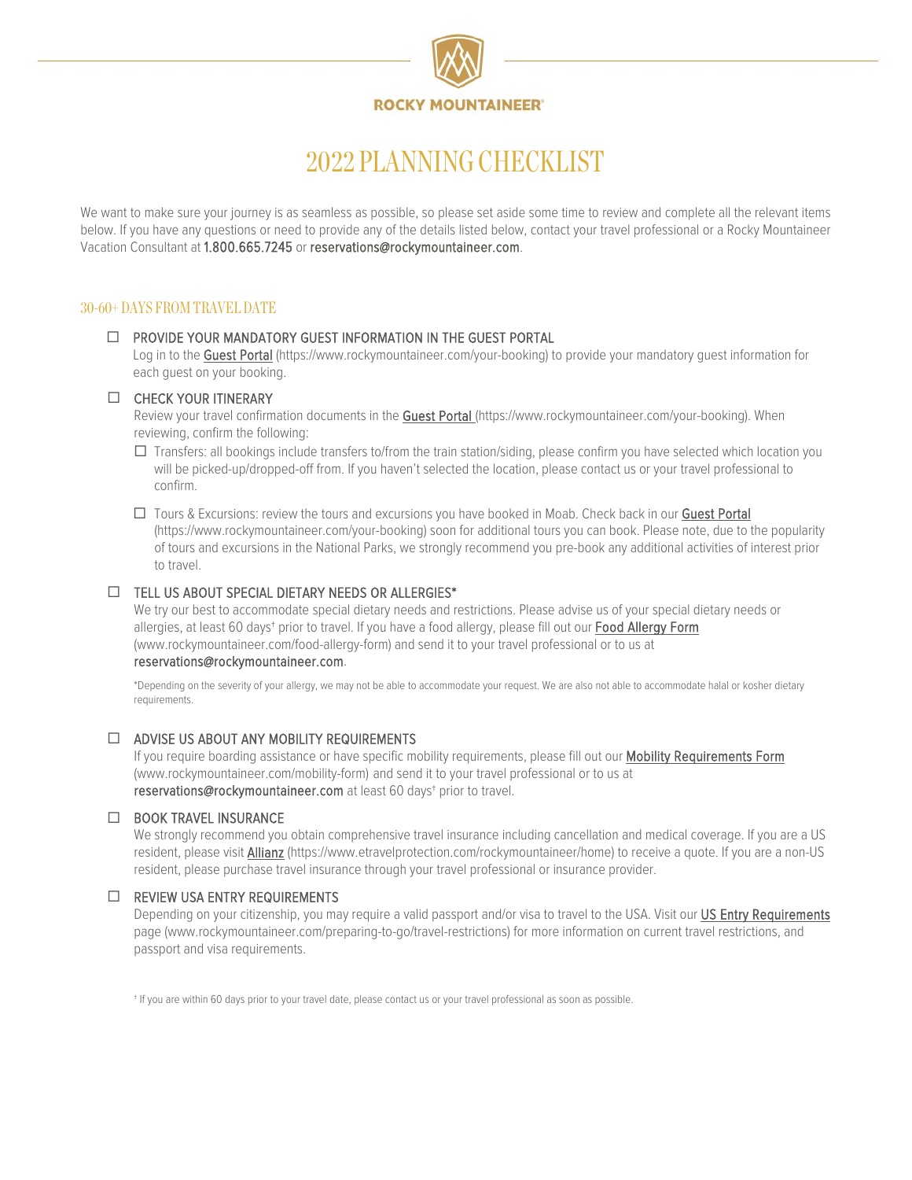ROCKY MOUNTAINEER®

# 2022 PLANNING CHECKLIST

We want to make sure your journey is as seamless as possible, so please set aside some time to review and complete all the relevant items below. If you have any questions or need to provide any of the details listed below, contact your travel professional or a Rocky Mountaineer Vacation Consultant at **1.800.665.7245** or **reservations@rockymountaineer.com**.

## 30-60+ DAYS FROM TRAVEL DATE

- ☐ **PROVIDE YOUR MANDATORY GUEST INFORMATION IN THE GUEST PORTAL**
  Log in to the Guest Portal (https://www.rockymountaineer.com/your-booking) to provide your mandatory guest information for each guest on your booking.

- ☐ **CHECK YOUR ITINERARY**
  Review your travel confirmation documents in the Guest Portal (https://www.rockymountaineer.com/your-booking). When reviewing, confirm the following:
  - ☐ Transfers: all bookings include transfers to/from the train station/siding, please confirm you have selected which location you will be picked-up/dropped-off from. If you haven't selected the location, please contact us or your travel professional to confirm.
  - ☐ Tours & Excursions: review the tours and excursions you have booked in Moab. Check back in our Guest Portal (https://www.rockymountaineer.com/your-booking) soon for additional tours you can book. Please note, due to the popularity of tours and excursions in the National Parks, we strongly recommend you pre-book any additional activities of interest prior to travel.

- ☐ **TELL US ABOUT SPECIAL DIETARY NEEDS OR ALLERGIES***
  We try our best to accommodate special dietary needs and restrictions. Please advise us of your special dietary needs or allergies, at least 60 days† prior to travel. If you have a food allergy, please fill out our Food Allergy Form (www.rockymountaineer.com/food-allergy-form) and send it to your travel professional or to us at **reservations@rockymountaineer.com**.

  *Depending on the severity of your allergy, we may not be able to accommodate your request. We are also not able to accommodate halal or kosher dietary requirements.

- ☐ **ADVISE US ABOUT ANY MOBILITY REQUIREMENTS**
  If you require boarding assistance or have specific mobility requirements, please fill out our Mobility Requirements Form (www.rockymountaineer.com/mobility-form) and send it to your travel professional or to us at **reservations@rockymountaineer.com** at least 60 days† prior to travel.

- ☐ **BOOK TRAVEL INSURANCE**
  We strongly recommend you obtain comprehensive travel insurance including cancellation and medical coverage. If you are a US resident, please visit Allianz (https://www.etravelprotection.com/rockymountaineer/home) to receive a quote. If you are a non-US resident, please purchase travel insurance through your travel professional or insurance provider.

- ☐ **REVIEW USA ENTRY REQUIREMENTS**
  Depending on your citizenship, you may require a valid passport and/or visa to travel to the USA. Visit our US Entry Requirements page (www.rockymountaineer.com/preparing-to-go/travel-restrictions) for more information on current travel restrictions, and passport and visa requirements.

† If you are within 60 days prior to your travel date, please contact us or your travel professional as soon as possible.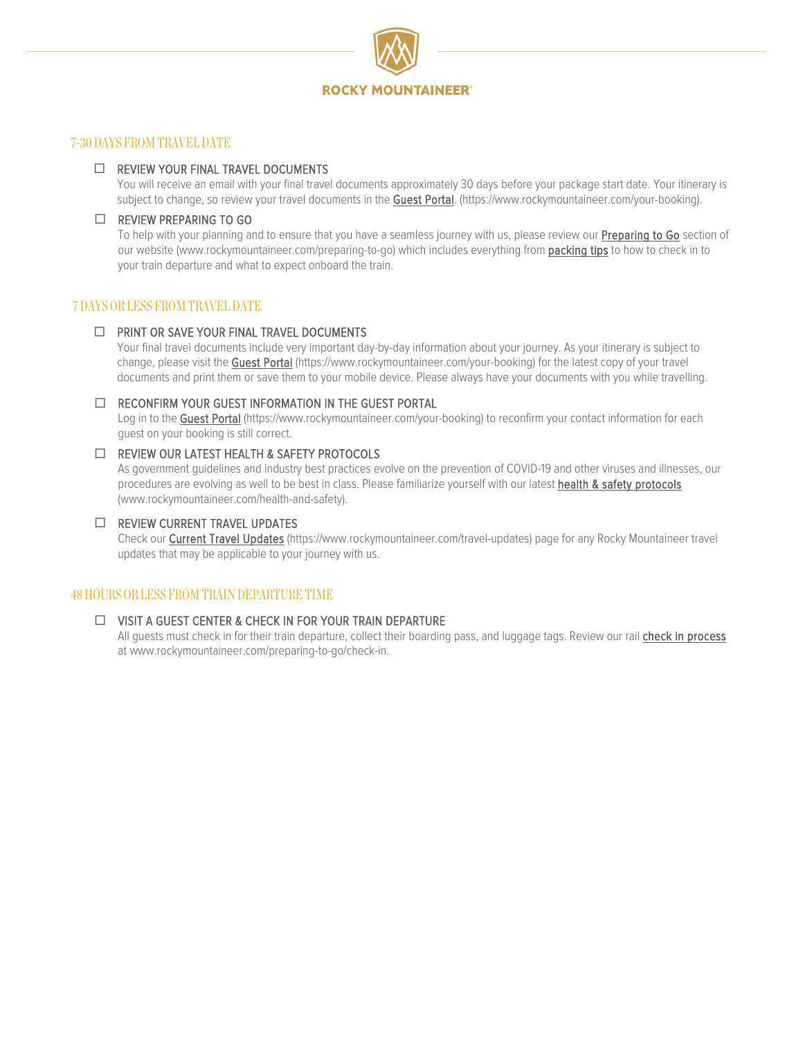ROCKY MOUNTAINEER®

## 7-30 DAYS FROM TRAVEL DATE

- ☐ **REVIEW YOUR FINAL TRAVEL DOCUMENTS**
  You will receive an email with your final travel documents approximately 30 days before your package start date. Your itinerary is subject to change, so review your travel documents in the Guest Portal. (https://www.rockymountaineer.com/your-booking).

- ☐ **REVIEW PREPARING TO GO**
  To help with your planning and to ensure that you have a seamless journey with us, please review our Preparing to Go section of our website (www.rockymountaineer.com/preparing-to-go) which includes everything from packing tips to how to check in to your train departure and what to expect onboard the train.

## 7 DAYS OR LESS FROM TRAVEL DATE

- ☐ **PRINT OR SAVE YOUR FINAL TRAVEL DOCUMENTS**
  Your final travel documents include very important day-by-day information about your journey. As your itinerary is subject to change, please visit the Guest Portal (https://www.rockymountaineer.com/your-booking) for the latest copy of your travel documents and print them or save them to your mobile device. Please always have your documents with you while travelling.

- ☐ **RECONFIRM YOUR GUEST INFORMATION IN THE GUEST PORTAL**
  Log in to the Guest Portal (https://www.rockymountaineer.com/your-booking) to reconfirm your contact information for each guest on your booking is still correct.

- ☐ **REVIEW OUR LATEST HEALTH & SAFETY PROTOCOLS**
  As government guidelines and industry best practices evolve on the prevention of COVID-19 and other viruses and illnesses, our procedures are evolving as well to be best in class. Please familiarize yourself with our latest health & safety protocols (www.rockymountaineer.com/health-and-safety).

- ☐ **REVIEW CURRENT TRAVEL UPDATES**
  Check our Current Travel Updates (https://www.rockymountaineer.com/travel-updates) page for any Rocky Mountaineer travel updates that may be applicable to your journey with us.

## 48 HOURS OR LESS FROM TRAIN DEPARTURE TIME

- ☐ **VISIT A GUEST CENTER & CHECK IN FOR YOUR TRAIN DEPARTURE**
  All guests must check in for their train departure, collect their boarding pass, and luggage tags. Review our rail check in process at www.rockymountaineer.com/preparing-to-go/check-in.